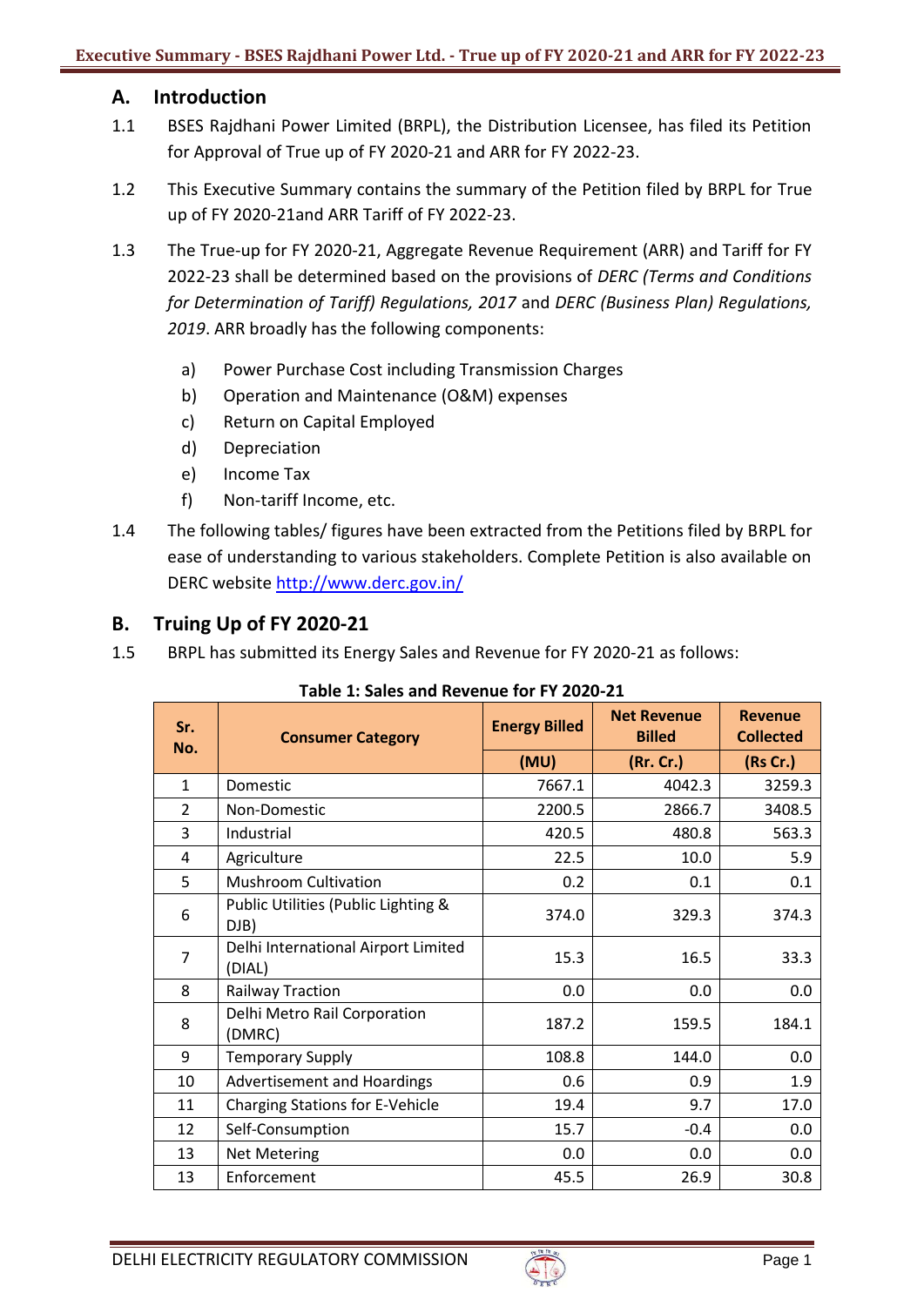## A. Introduction

1.1 BSES Rajdhani Power Limited (BRPL), the Distribution Licensee, has filed its Petition for Approval of True up of FY 2020-21 and ARR for FY 2022-23.

1.2 This Executive Summary contains the summary of the Petition filed by BRPL for True up of FY 2020-21and ARR Tariff of FY 2022-23.

1.3 The True-up for FY 2020-21, Aggregate Revenue Requirement (ARR) and Tariff for FY 2022-23 shall be determined based on the provisions of *DERC (Terms and Conditions for Determination of Tariff) Regulations, 2017* and *DERC (Business Plan) Regulations, 2019*. ARR broadly has the following components:

a) Power Purchase Cost including Transmission Charges
b) Operation and Maintenance (O&M) expenses
c) Return on Capital Employed
d) Depreciation
e) Income Tax
f) Non-tariff Income, etc.

1.4 The following tables/ figures have been extracted from the Petitions filed by BRPL for ease of understanding to various stakeholders. Complete Petition is also available on DERC website http://www.derc.gov.in/

## B. Truing Up of FY 2020-21

1.5 BRPL has submitted its Energy Sales and Revenue for FY 2020-21 as follows:

**Table 1: Sales and Revenue for FY 2020-21**

| Sr. No. | Consumer Category | Energy Billed (MU) | Net Revenue Billed (Rr. Cr.) | Revenue Collected (Rs Cr.) |
|---|---|---|---|---|
| 1 | Domestic | 7667.1 | 4042.3 | 3259.3 |
| 2 | Non-Domestic | 2200.5 | 2866.7 | 3408.5 |
| 3 | Industrial | 420.5 | 480.8 | 563.3 |
| 4 | Agriculture | 22.5 | 10.0 | 5.9 |
| 5 | Mushroom Cultivation | 0.2 | 0.1 | 0.1 |
| 6 | Public Utilities (Public Lighting & DJB) | 374.0 | 329.3 | 374.3 |
| 7 | Delhi International Airport Limited (DIAL) | 15.3 | 16.5 | 33.3 |
| 8 | Railway Traction | 0.0 | 0.0 | 0.0 |
| 8 | Delhi Metro Rail Corporation (DMRC) | 187.2 | 159.5 | 184.1 |
| 9 | Temporary Supply | 108.8 | 144.0 | 0.0 |
| 10 | Advertisement and Hoardings | 0.6 | 0.9 | 1.9 |
| 11 | Charging Stations for E-Vehicle | 19.4 | 9.7 | 17.0 |
| 12 | Self-Consumption | 15.7 | -0.4 | 0.0 |
| 13 | Net Metering | 0.0 | 0.0 | 0.0 |
| 13 | Enforcement | 45.5 | 26.9 | 30.8 |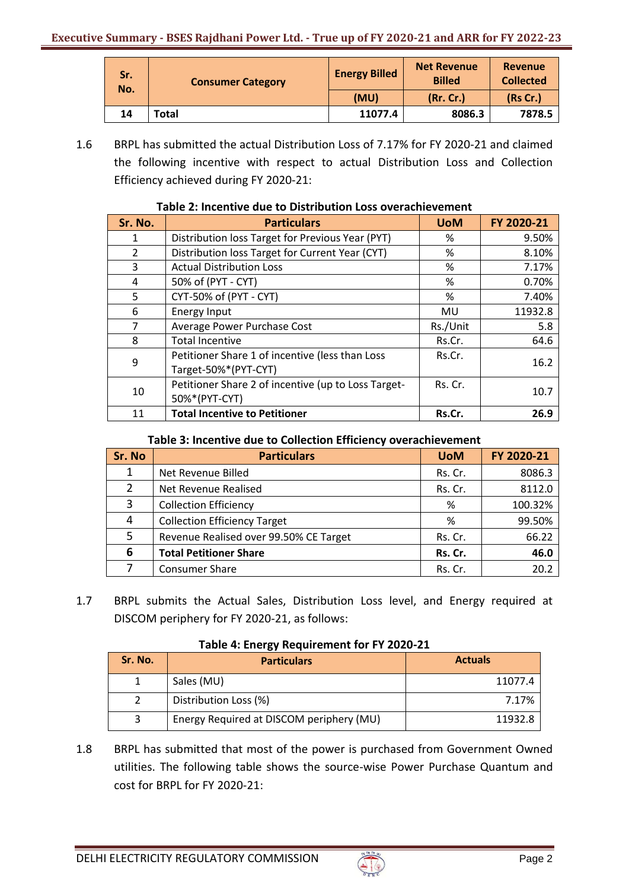| Sr. No. | Consumer Category | Energy Billed | Net Revenue Billed | Revenue Collected |
|---|---|---|---|---|
| | | (MU) | (Rr. Cr.) | (Rs Cr.) |
| 14 | **Total** | **11077.4** | **8086.3** | **7878.5** |

1.6 BRPL has submitted the actual Distribution Loss of 7.17% for FY 2020-21 and claimed the following incentive with respect to actual Distribution Loss and Collection Efficiency achieved during FY 2020-21:

**Table 2: Incentive due to Distribution Loss overachievement**

| Sr. No. | Particulars | UoM | FY 2020-21 |
|---|---|---|---|
| 1 | Distribution loss Target for Previous Year (PYT) | % | 9.50% |
| 2 | Distribution loss Target for Current Year (CYT) | % | 8.10% |
| 3 | Actual Distribution Loss | % | 7.17% |
| 4 | 50% of (PYT - CYT) | % | 0.70% |
| 5 | CYT-50% of (PYT - CYT) | % | 7.40% |
| 6 | Energy Input | MU | 11932.8 |
| 7 | Average Power Purchase Cost | Rs./Unit | 5.8 |
| 8 | Total Incentive | Rs.Cr. | 64.6 |
| 9 | Petitioner Share 1 of incentive (less than Loss Target-50%*(PYT-CYT) | Rs.Cr. | 16.2 |
| 10 | Petitioner Share 2 of incentive (up to Loss Target-50%*(PYT-CYT) | Rs. Cr. | 10.7 |
| 11 | **Total Incentive to Petitioner** | **Rs.Cr.** | **26.9** |

**Table 3: Incentive due to Collection Efficiency overachievement**

| Sr. No | Particulars | UoM | FY 2020-21 |
|---|---|---|---|
| 1 | Net Revenue Billed | Rs. Cr. | 8086.3 |
| 2 | Net Revenue Realised | Rs. Cr. | 8112.0 |
| 3 | Collection Efficiency | % | 100.32% |
| 4 | Collection Efficiency Target | % | 99.50% |
| 5 | Revenue Realised over 99.50% CE Target | Rs. Cr. | 66.22 |
| **6** | **Total Petitioner Share** | **Rs. Cr.** | **46.0** |
| 7 | Consumer Share | Rs. Cr. | 20.2 |

1.7 BRPL submits the Actual Sales, Distribution Loss level, and Energy required at DISCOM periphery for FY 2020-21, as follows:

**Table 4: Energy Requirement for FY 2020-21**

| Sr. No. | Particulars | Actuals |
|---|---|---|
| 1 | Sales (MU) | 11077.4 |
| 2 | Distribution Loss (%) | 7.17% |
| 3 | Energy Required at DISCOM periphery (MU) | 11932.8 |

1.8 BRPL has submitted that most of the power is purchased from Government Owned utilities. The following table shows the source-wise Power Purchase Quantum and cost for BRPL for FY 2020-21: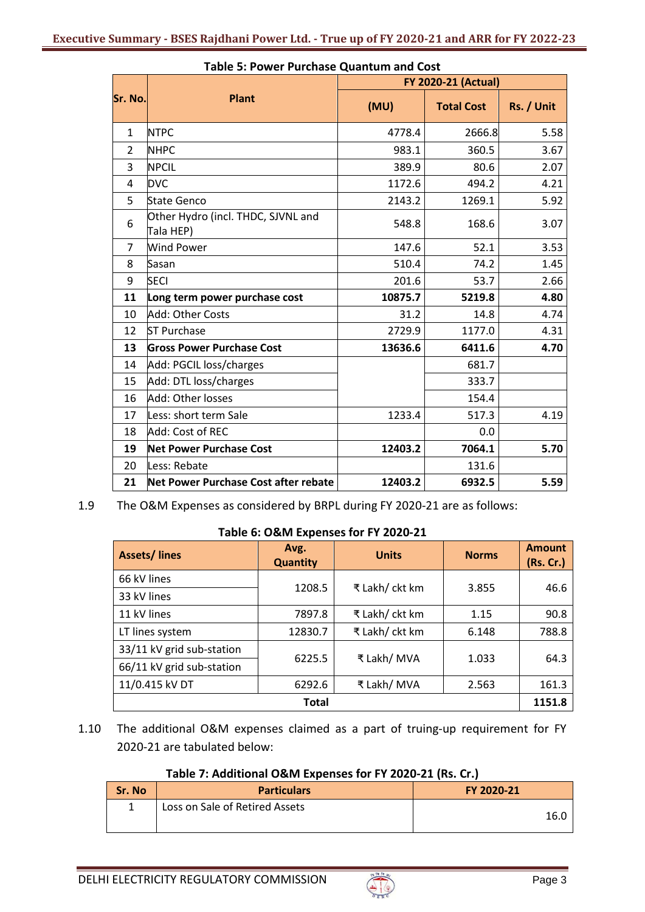**Table 5: Power Purchase Quantum and Cost**

| Sr. No. | Plant | FY 2020-21 (Actual) | | |
|---|---|---|---|---|
| | | (MU) | Total Cost | Rs. / Unit |
| 1 | NTPC | 4778.4 | 2666.8 | 5.58 |
| 2 | NHPC | 983.1 | 360.5 | 3.67 |
| 3 | NPCIL | 389.9 | 80.6 | 2.07 |
| 4 | DVC | 1172.6 | 494.2 | 4.21 |
| 5 | State Genco | 2143.2 | 1269.1 | 5.92 |
| 6 | Other Hydro (incl. THDC, SJVNL and Tala HEP) | 548.8 | 168.6 | 3.07 |
| 7 | Wind Power | 147.6 | 52.1 | 3.53 |
| 8 | Sasan | 510.4 | 74.2 | 1.45 |
| 9 | SECI | 201.6 | 53.7 | 2.66 |
| **11** | **Long term power purchase cost** | **10875.7** | **5219.8** | **4.80** |
| 10 | Add: Other Costs | 31.2 | 14.8 | 4.74 |
| 12 | ST Purchase | 2729.9 | 1177.0 | 4.31 |
| **13** | **Gross Power Purchase Cost** | **13636.6** | **6411.6** | **4.70** |
| 14 | Add: PGCIL loss/charges | | 681.7 | |
| 15 | Add: DTL loss/charges | | 333.7 | |
| 16 | Add: Other losses | | 154.4 | |
| 17 | Less: short term Sale | 1233.4 | 517.3 | 4.19 |
| 18 | Add: Cost of REC | | 0.0 | |
| **19** | **Net Power Purchase Cost** | **12403.2** | **7064.1** | **5.70** |
| 20 | Less: Rebate | | 131.6 | |
| **21** | **Net Power Purchase Cost after rebate** | **12403.2** | **6932.5** | **5.59** |

1.9 The O&M Expenses as considered by BRPL during FY 2020-21 are as follows:

**Table 6: O&M Expenses for FY 2020-21**

| Assets/ lines | Avg. Quantity | Units | Norms | Amount (Rs. Cr.) |
|---|---|---|---|---|
| 66 kV lines<br>33 kV lines | 1208.5 | ₹ Lakh/ ckt km | 3.855 | 46.6 |
| 11 kV lines | 7897.8 | ₹ Lakh/ ckt km | 1.15 | 90.8 |
| LT lines system | 12830.7 | ₹ Lakh/ ckt km | 6.148 | 788.8 |
| 33/11 kV grid sub-station<br>66/11 kV grid sub-station | 6225.5 | ₹ Lakh/ MVA | 1.033 | 64.3 |
| 11/0.415 kV DT | 6292.6 | ₹ Lakh/ MVA | 2.563 | 161.3 |
| **Total** | | | | **1151.8** |

1.10 The additional O&M expenses claimed as a part of truing-up requirement for FY 2020-21 are tabulated below:

**Table 7: Additional O&M Expenses for FY 2020-21 (Rs. Cr.)**

| Sr. No | Particulars | FY 2020-21 |
|---|---|---|
| 1 | Loss on Sale of Retired Assets | 16.0 |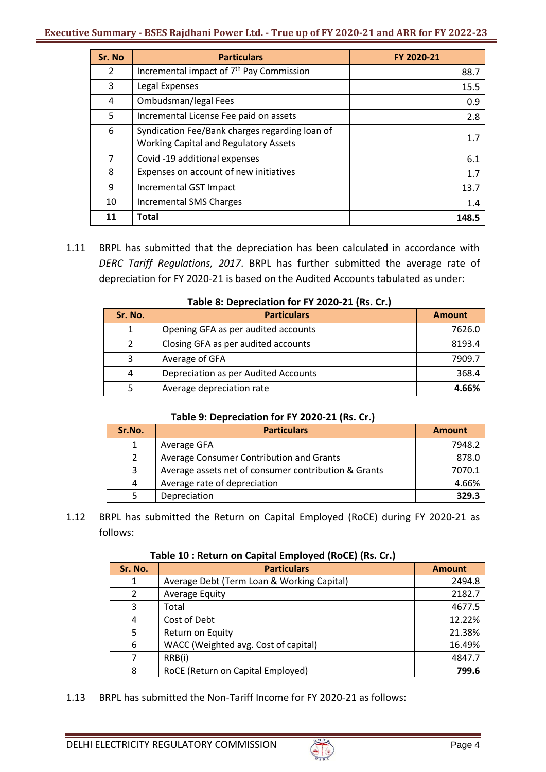| Sr. No | Particulars | FY 2020-21 |
|---|---|---|
| 2 | Incremental impact of 7th Pay Commission | 88.7 |
| 3 | Legal Expenses | 15.5 |
| 4 | Ombudsman/legal Fees | 0.9 |
| 5 | Incremental License Fee paid on assets | 2.8 |
| 6 | Syndication Fee/Bank charges regarding loan of Working Capital and Regulatory Assets | 1.7 |
| 7 | Covid -19 additional expenses | 6.1 |
| 8 | Expenses on account of new initiatives | 1.7 |
| 9 | Incremental GST Impact | 13.7 |
| 10 | Incremental SMS Charges | 1.4 |
| **11** | **Total** | **148.5** |

1.11 BRPL has submitted that the depreciation has been calculated in accordance with *DERC Tariff Regulations, 2017*. BRPL has further submitted the average rate of depreciation for FY 2020-21 is based on the Audited Accounts tabulated as under:

**Table 8: Depreciation for FY 2020-21 (Rs. Cr.)**

| Sr. No. | Particulars | Amount |
|---|---|---|
| 1 | Opening GFA as per audited accounts | 7626.0 |
| 2 | Closing GFA as per audited accounts | 8193.4 |
| 3 | Average of GFA | 7909.7 |
| 4 | Depreciation as per Audited Accounts | 368.4 |
| 5 | Average depreciation rate | **4.66%** |

**Table 9: Depreciation for FY 2020-21 (Rs. Cr.)**

| Sr.No. | Particulars | Amount |
|---|---|---|
| 1 | Average GFA | 7948.2 |
| 2 | Average Consumer Contribution and Grants | 878.0 |
| 3 | Average assets net of consumer contribution & Grants | 7070.1 |
| 4 | Average rate of depreciation | 4.66% |
| 5 | Depreciation | **329.3** |

1.12 BRPL has submitted the Return on Capital Employed (RoCE) during FY 2020-21 as follows:

**Table 10 : Return on Capital Employed (RoCE) (Rs. Cr.)**

| Sr. No. | Particulars | Amount |
|---|---|---|
| 1 | Average Debt (Term Loan & Working Capital) | 2494.8 |
| 2 | Average Equity | 2182.7 |
| 3 | Total | 4677.5 |
| 4 | Cost of Debt | 12.22% |
| 5 | Return on Equity | 21.38% |
| 6 | WACC (Weighted avg. Cost of capital) | 16.49% |
| 7 | RRB(i) | 4847.7 |
| 8 | RoCE (Return on Capital Employed) | **799.6** |

1.13 BRPL has submitted the Non-Tariff Income for FY 2020-21 as follows: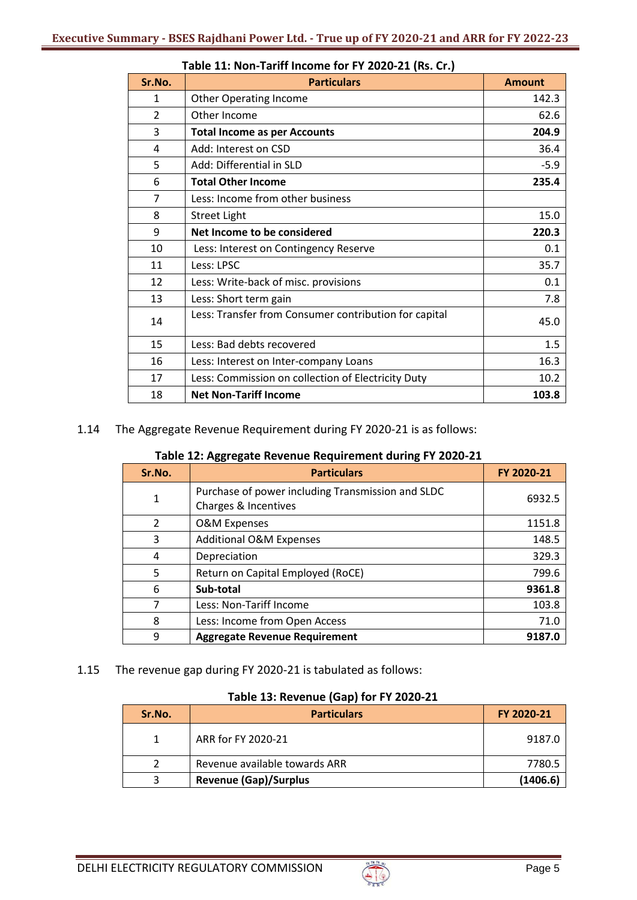**Table 11: Non-Tariff Income for FY 2020-21 (Rs. Cr.)**

| Sr.No. | Particulars | Amount |
|---|---|---|
| 1 | Other Operating Income | 142.3 |
| 2 | Other Income | 62.6 |
| 3 | **Total Income as per Accounts** | **204.9** |
| 4 | Add: Interest on CSD | 36.4 |
| 5 | Add: Differential in SLD | -5.9 |
| 6 | **Total Other Income** | **235.4** |
| 7 | Less: Income from other business | |
| 8 | Street Light | 15.0 |
| 9 | **Net Income to be considered** | **220.3** |
| 10 | Less: Interest on Contingency Reserve | 0.1 |
| 11 | Less: LPSC | 35.7 |
| 12 | Less: Write-back of misc. provisions | 0.1 |
| 13 | Less: Short term gain | 7.8 |
| 14 | Less: Transfer from Consumer contribution for capital | 45.0 |
| 15 | Less: Bad debts recovered | 1.5 |
| 16 | Less: Interest on Inter-company Loans | 16.3 |
| 17 | Less: Commission on collection of Electricity Duty | 10.2 |
| 18 | **Net Non-Tariff Income** | **103.8** |

1.14 The Aggregate Revenue Requirement during FY 2020-21 is as follows:

**Table 12: Aggregate Revenue Requirement during FY 2020-21**

| Sr.No. | Particulars | FY 2020-21 |
|---|---|---|
| 1 | Purchase of power including Transmission and SLDC Charges & Incentives | 6932.5 |
| 2 | O&M Expenses | 1151.8 |
| 3 | Additional O&M Expenses | 148.5 |
| 4 | Depreciation | 329.3 |
| 5 | Return on Capital Employed (RoCE) | 799.6 |
| 6 | **Sub-total** | **9361.8** |
| 7 | Less: Non-Tariff Income | 103.8 |
| 8 | Less: Income from Open Access | 71.0 |
| 9 | **Aggregate Revenue Requirement** | **9187.0** |

1.15 The revenue gap during FY 2020-21 is tabulated as follows:

**Table 13: Revenue (Gap) for FY 2020-21**

| Sr.No. | Particulars | FY 2020-21 |
|---|---|---|
| 1 | ARR for FY 2020-21 | 9187.0 |
| 2 | Revenue available towards ARR | 7780.5 |
| 3 | **Revenue (Gap)/Surplus** | **(1406.6)** |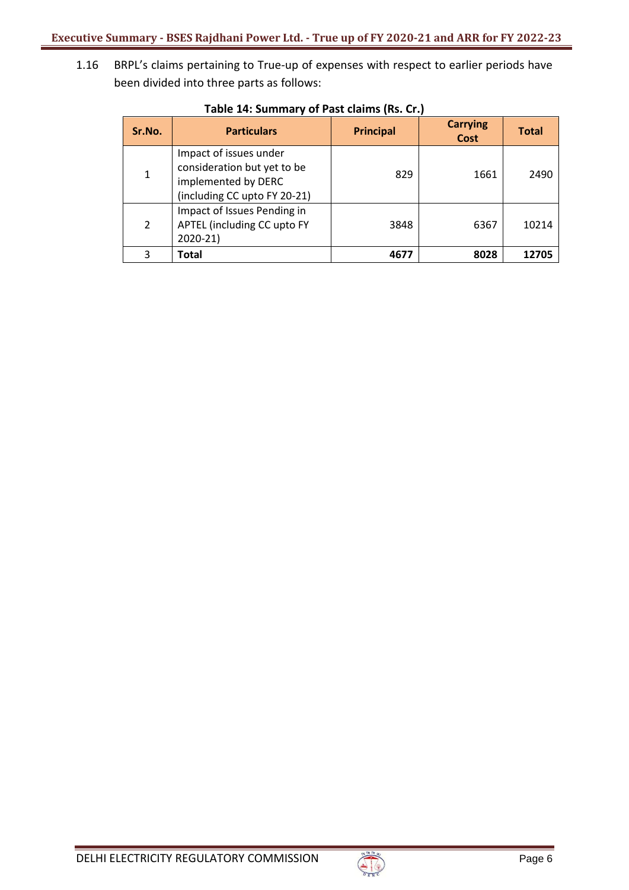1.16 BRPL's claims pertaining to True-up of expenses with respect to earlier periods have been divided into three parts as follows:

**Table 14: Summary of Past claims (Rs. Cr.)**

| Sr.No. | Particulars | Principal | Carrying Cost | Total |
|---|---|---|---|---|
| 1 | Impact of issues under consideration but yet to be implemented by DERC (including CC upto FY 20-21) | 829 | 1661 | 2490 |
| 2 | Impact of Issues Pending in APTEL (including CC upto FY 2020-21) | 3848 | 6367 | 10214 |
| 3 | **Total** | **4677** | **8028** | **12705** |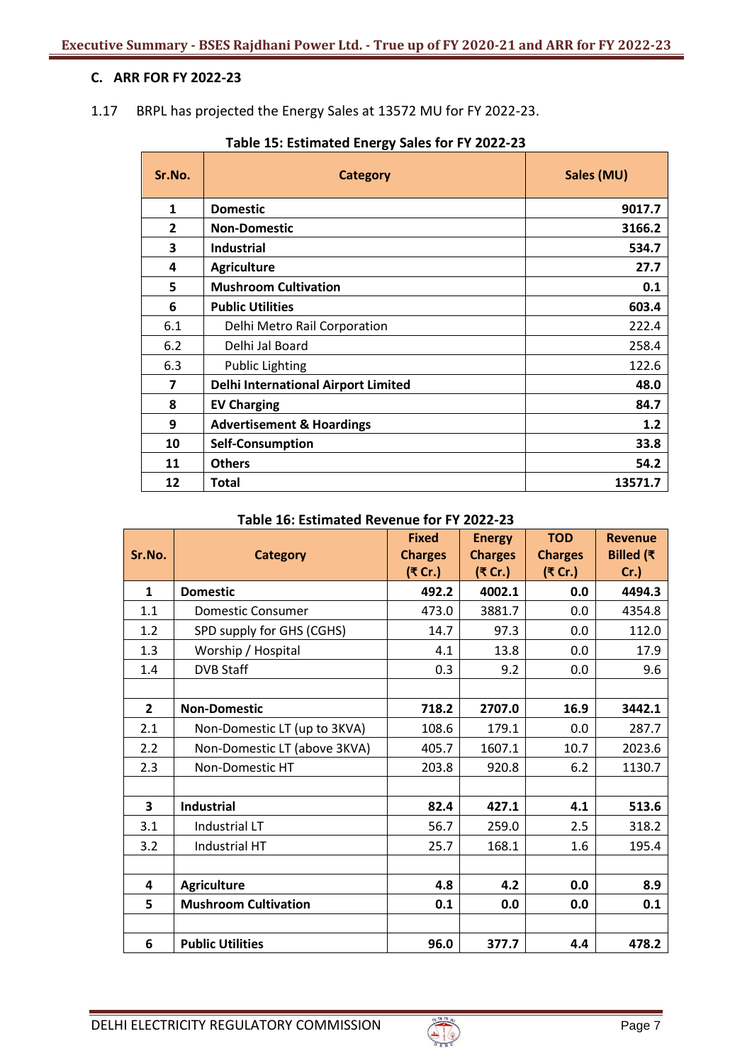## C. ARR FOR FY 2022-23

1.17 BRPL has projected the Energy Sales at 13572 MU for FY 2022-23.

**Table 15: Estimated Energy Sales for FY 2022-23**

| Sr.No. | Category | Sales (MU) |
|---|---|---|
| **1** | **Domestic** | **9017.7** |
| **2** | **Non-Domestic** | **3166.2** |
| **3** | **Industrial** | **534.7** |
| **4** | **Agriculture** | **27.7** |
| **5** | **Mushroom Cultivation** | **0.1** |
| **6** | **Public Utilities** | **603.4** |
| 6.1 | Delhi Metro Rail Corporation | 222.4 |
| 6.2 | Delhi Jal Board | 258.4 |
| 6.3 | Public Lighting | 122.6 |
| **7** | **Delhi International Airport Limited** | **48.0** |
| **8** | **EV Charging** | **84.7** |
| **9** | **Advertisement & Hoardings** | **1.2** |
| **10** | **Self-Consumption** | **33.8** |
| **11** | **Others** | **54.2** |
| **12** | **Total** | **13571.7** |

**Table 16: Estimated Revenue for FY 2022-23**

| Sr.No. | Category | Fixed Charges (₹ Cr.) | Energy Charges (₹ Cr.) | TOD Charges (₹ Cr.) | Revenue Billed (₹ Cr.) |
|---|---|---|---|---|---|
| **1** | **Domestic** | **492.2** | **4002.1** | **0.0** | **4494.3** |
| 1.1 | Domestic Consumer | 473.0 | 3881.7 | 0.0 | 4354.8 |
| 1.2 | SPD supply for GHS (CGHS) | 14.7 | 97.3 | 0.0 | 112.0 |
| 1.3 | Worship / Hospital | 4.1 | 13.8 | 0.0 | 17.9 |
| 1.4 | DVB Staff | 0.3 | 9.2 | 0.0 | 9.6 |
| | | | | | |
| **2** | **Non-Domestic** | **718.2** | **2707.0** | **16.9** | **3442.1** |
| 2.1 | Non-Domestic LT (up to 3KVA) | 108.6 | 179.1 | 0.0 | 287.7 |
| 2.2 | Non-Domestic LT (above 3KVA) | 405.7 | 1607.1 | 10.7 | 2023.6 |
| 2.3 | Non-Domestic HT | 203.8 | 920.8 | 6.2 | 1130.7 |
| | | | | | |
| **3** | **Industrial** | **82.4** | **427.1** | **4.1** | **513.6** |
| 3.1 | Industrial LT | 56.7 | 259.0 | 2.5 | 318.2 |
| 3.2 | Industrial HT | 25.7 | 168.1 | 1.6 | 195.4 |
| | | | | | |
| **4** | **Agriculture** | **4.8** | **4.2** | **0.0** | **8.9** |
| **5** | **Mushroom Cultivation** | **0.1** | **0.0** | **0.0** | **0.1** |
| | | | | | |
| **6** | **Public Utilities** | **96.0** | **377.7** | **4.4** | **478.2** |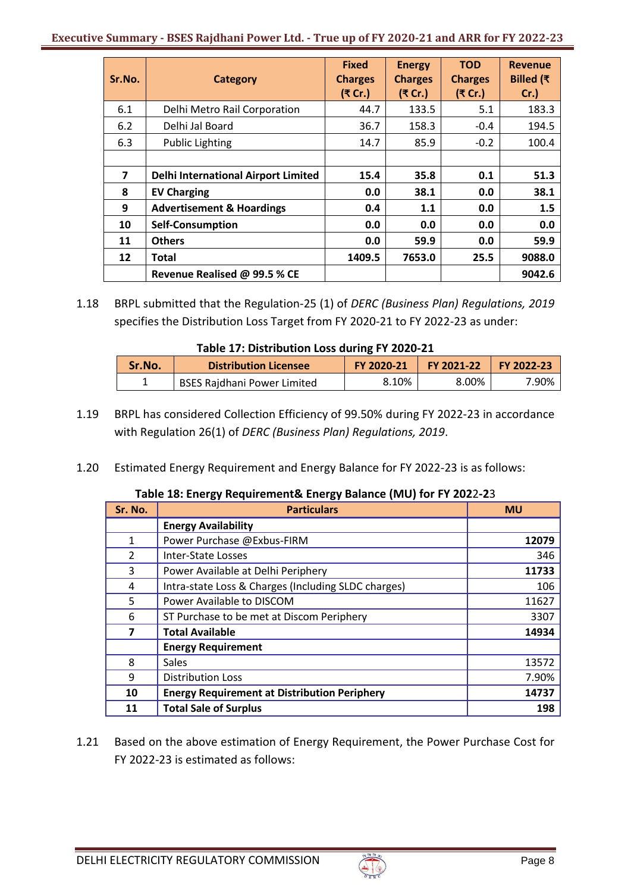| Sr.No. | Category | Fixed Charges (₹ Cr.) | Energy Charges (₹ Cr.) | TOD Charges (₹ Cr.) | Revenue Billed (₹ Cr.) |
|---|---|---|---|---|---|
| 6.1 | Delhi Metro Rail Corporation | 44.7 | 133.5 | 5.1 | 183.3 |
| 6.2 | Delhi Jal Board | 36.7 | 158.3 | -0.4 | 194.5 |
| 6.3 | Public Lighting | 14.7 | 85.9 | -0.2 | 100.4 |
| | | | | | |
| **7** | **Delhi International Airport Limited** | **15.4** | **35.8** | **0.1** | **51.3** |
| **8** | **EV Charging** | **0.0** | **38.1** | **0.0** | **38.1** |
| **9** | **Advertisement & Hoardings** | **0.4** | **1.1** | **0.0** | **1.5** |
| **10** | **Self-Consumption** | **0.0** | **0.0** | **0.0** | **0.0** |
| **11** | **Others** | **0.0** | **59.9** | **0.0** | **59.9** |
| **12** | **Total** | **1409.5** | **7653.0** | **25.5** | **9088.0** |
| | **Revenue Realised @ 99.5 % CE** | | | | **9042.6** |

1.18 BRPL submitted that the Regulation-25 (1) of *DERC (Business Plan) Regulations, 2019* specifies the Distribution Loss Target from FY 2020-21 to FY 2022-23 as under:

**Table 17: Distribution Loss during FY 2020-21**

| Sr.No. | Distribution Licensee | FY 2020-21 | FY 2021-22 | FY 2022-23 |
|---|---|---|---|---|
| 1 | BSES Rajdhani Power Limited | 8.10% | 8.00% | 7.90% |

1.19 BRPL has considered Collection Efficiency of 99.50% during FY 2022-23 in accordance with Regulation 26(1) of *DERC (Business Plan) Regulations, 2019*.

1.20 Estimated Energy Requirement and Energy Balance for FY 2022-23 is as follows:

**Table 18: Energy Requirement& Energy Balance (MU) for FY 2022-23**

| Sr. No. | Particulars | MU |
|---|---|---|
| | **Energy Availability** | |
| 1 | Power Purchase @Exbus-FIRM | **12079** |
| 2 | Inter-State Losses | 346 |
| 3 | Power Available at Delhi Periphery | **11733** |
| 4 | Intra-state Loss & Charges (Including SLDC charges) | 106 |
| 5 | Power Available to DISCOM | 11627 |
| 6 | ST Purchase to be met at Discom Periphery | 3307 |
| **7** | **Total Available** | **14934** |
| | **Energy Requirement** | |
| 8 | Sales | 13572 |
| 9 | Distribution Loss | 7.90% |
| **10** | **Energy Requirement at Distribution Periphery** | **14737** |
| **11** | **Total Sale of Surplus** | **198** |

1.21 Based on the above estimation of Energy Requirement, the Power Purchase Cost for FY 2022-23 is estimated as follows: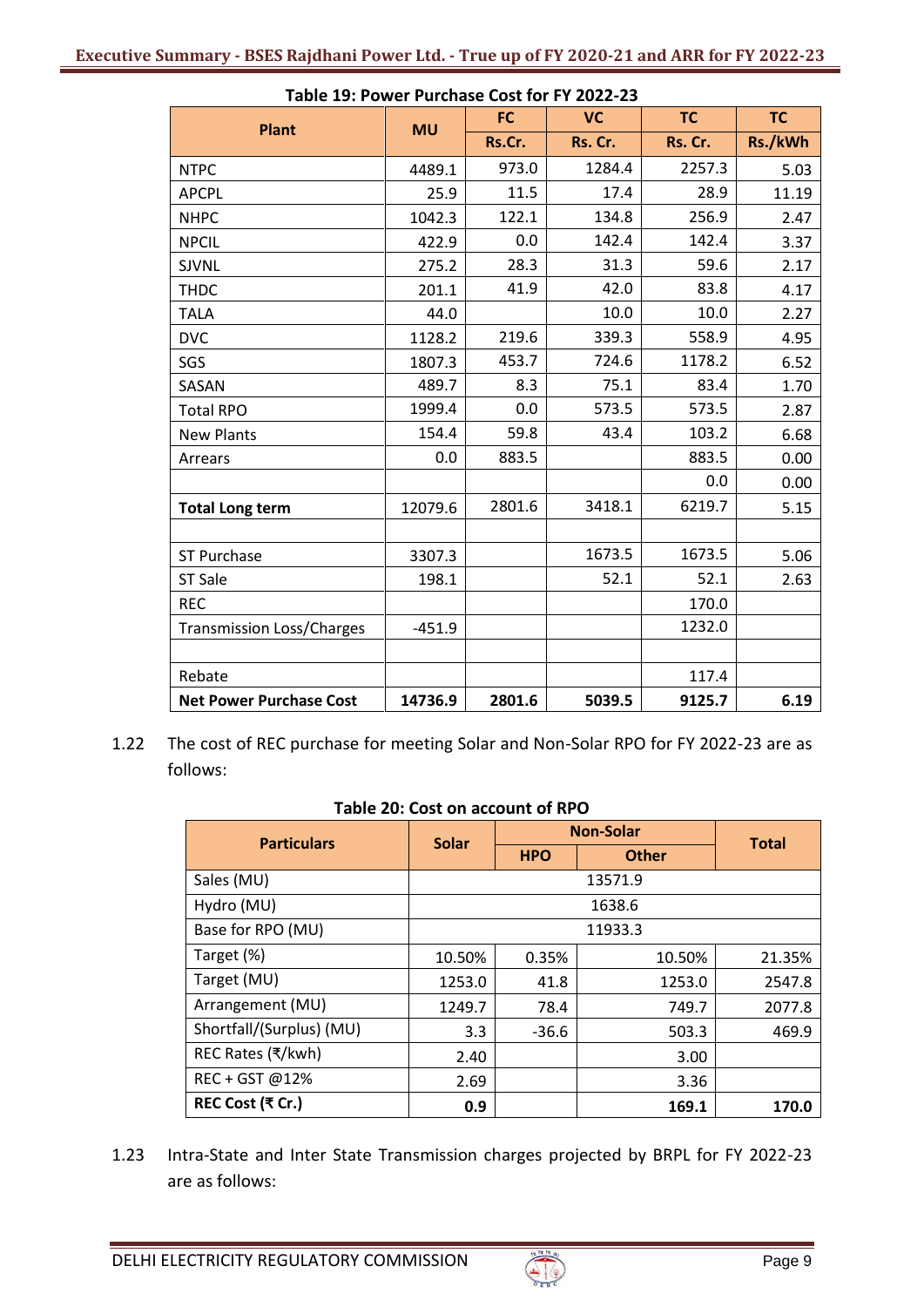**Table 19: Power Purchase Cost for FY 2022-23**

| Plant | MU | FC | VC | TC | TC |
|---|---|---|---|---|---|
| | | Rs.Cr. | Rs. Cr. | Rs. Cr. | Rs./kWh |
| NTPC | 4489.1 | 973.0 | 1284.4 | 2257.3 | 5.03 |
| APCPL | 25.9 | 11.5 | 17.4 | 28.9 | 11.19 |
| NHPC | 1042.3 | 122.1 | 134.8 | 256.9 | 2.47 |
| NPCIL | 422.9 | 0.0 | 142.4 | 142.4 | 3.37 |
| SJVNL | 275.2 | 28.3 | 31.3 | 59.6 | 2.17 |
| THDC | 201.1 | 41.9 | 42.0 | 83.8 | 4.17 |
| TALA | 44.0 | | 10.0 | 10.0 | 2.27 |
| DVC | 1128.2 | 219.6 | 339.3 | 558.9 | 4.95 |
| SGS | 1807.3 | 453.7 | 724.6 | 1178.2 | 6.52 |
| SASAN | 489.7 | 8.3 | 75.1 | 83.4 | 1.70 |
| Total RPO | 1999.4 | 0.0 | 573.5 | 573.5 | 2.87 |
| New Plants | 154.4 | 59.8 | 43.4 | 103.2 | 6.68 |
| Arrears | 0.0 | 883.5 | | 883.5 | 0.00 |
| | | | | 0.0 | 0.00 |
| **Total Long term** | 12079.6 | 2801.6 | 3418.1 | 6219.7 | 5.15 |
| | | | | | |
| ST Purchase | 3307.3 | | 1673.5 | 1673.5 | 5.06 |
| ST Sale | 198.1 | | 52.1 | 52.1 | 2.63 |
| REC | | | | 170.0 | |
| Transmission Loss/Charges | -451.9 | | | 1232.0 | |
| | | | | | |
| Rebate | | | | 117.4 | |
| **Net Power Purchase Cost** | **14736.9** | **2801.6** | **5039.5** | **9125.7** | **6.19** |

1.22 The cost of REC purchase for meeting Solar and Non-Solar RPO for FY 2022-23 are as follows:

**Table 20: Cost on account of RPO**

| Particulars | Solar | Non-Solar | | Total |
|---|---|---|---|---|
| | | HPO | Other | |
| Sales (MU) | 13571.9 | | | |
| Hydro (MU) | 1638.6 | | | |
| Base for RPO (MU) | 11933.3 | | | |
| Target (%) | 10.50% | 0.35% | 10.50% | 21.35% |
| Target (MU) | 1253.0 | 41.8 | 1253.0 | 2547.8 |
| Arrangement (MU) | 1249.7 | 78.4 | 749.7 | 2077.8 |
| Shortfall/(Surplus) (MU) | 3.3 | -36.6 | 503.3 | 469.9 |
| REC Rates (₹/kwh) | 2.40 | | 3.00 | |
| REC + GST @12% | 2.69 | | 3.36 | |
| **REC Cost (₹ Cr.)** | **0.9** | | **169.1** | **170.0** |

1.23 Intra-State and Inter State Transmission charges projected by BRPL for FY 2022-23 are as follows: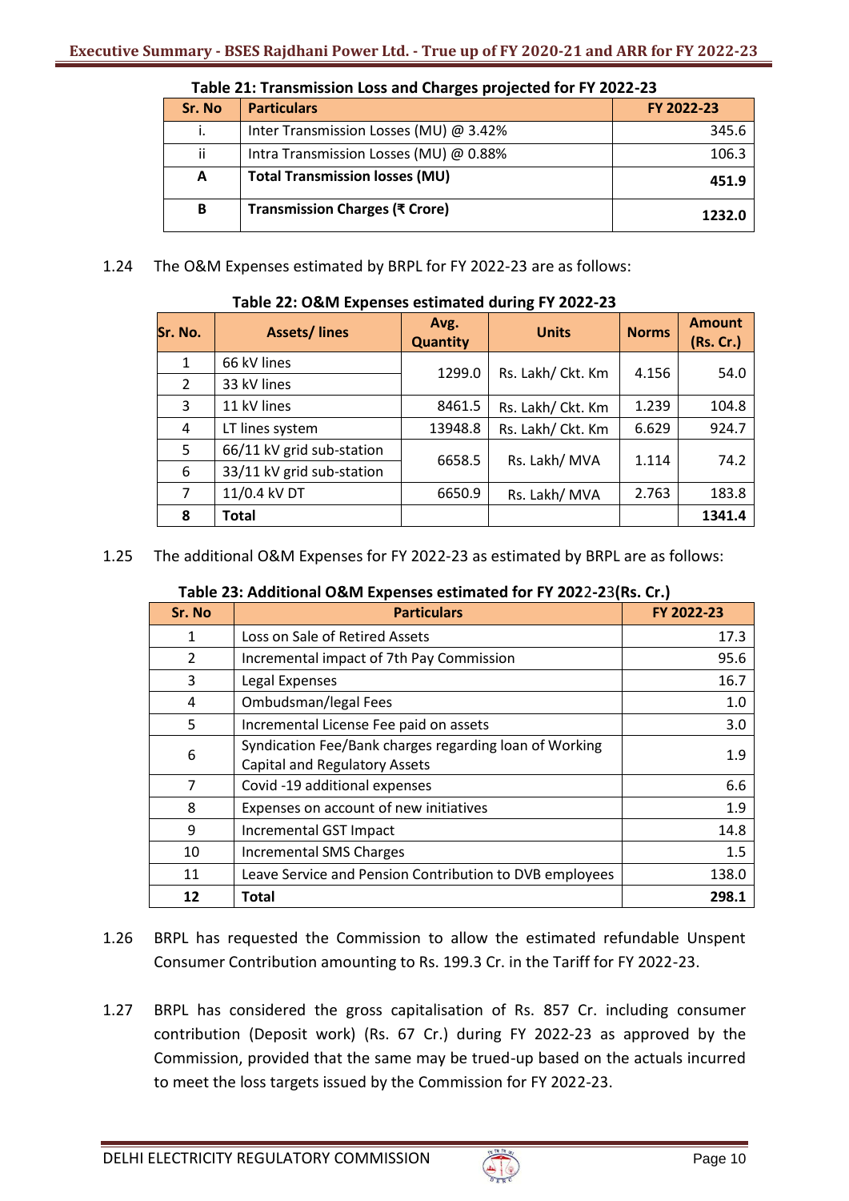**Table 21: Transmission Loss and Charges projected for FY 2022-23**

| Sr. No | Particulars | FY 2022-23 |
|---|---|---|
| i. | Inter Transmission Losses (MU) @ 3.42% | 345.6 |
| ii | Intra Transmission Losses (MU) @ 0.88% | 106.3 |
| **A** | **Total Transmission losses (MU)** | **451.9** |
| **B** | **Transmission Charges (₹ Crore)** | **1232.0** |

1.24 The O&M Expenses estimated by BRPL for FY 2022-23 are as follows:

**Table 22: O&M Expenses estimated during FY 2022-23**

| Sr. No. | Assets/ lines | Avg. Quantity | Units | Norms | Amount (Rs. Cr.) |
|---|---|---|---|---|---|
| 1 | 66 kV lines | 1299.0 | Rs. Lakh/ Ckt. Km | 4.156 | 54.0 |
| 2 | 33 kV lines | | | | |
| 3 | 11 kV lines | 8461.5 | Rs. Lakh/ Ckt. Km | 1.239 | 104.8 |
| 4 | LT lines system | 13948.8 | Rs. Lakh/ Ckt. Km | 6.629 | 924.7 |
| 5 | 66/11 kV grid sub-station | 6658.5 | Rs. Lakh/ MVA | 1.114 | 74.2 |
| 6 | 33/11 kV grid sub-station | | | | |
| 7 | 11/0.4 kV DT | 6650.9 | Rs. Lakh/ MVA | 2.763 | 183.8 |
| **8** | **Total** | | | | **1341.4** |

1.25 The additional O&M Expenses for FY 2022-23 as estimated by BRPL are as follows:

**Table 23: Additional O&M Expenses estimated for FY 2022-23(Rs. Cr.)**

| Sr. No | Particulars | FY 2022-23 |
|---|---|---|
| 1 | Loss on Sale of Retired Assets | 17.3 |
| 2 | Incremental impact of 7th Pay Commission | 95.6 |
| 3 | Legal Expenses | 16.7 |
| 4 | Ombudsman/legal Fees | 1.0 |
| 5 | Incremental License Fee paid on assets | 3.0 |
| 6 | Syndication Fee/Bank charges regarding loan of Working Capital and Regulatory Assets | 1.9 |
| 7 | Covid -19 additional expenses | 6.6 |
| 8 | Expenses on account of new initiatives | 1.9 |
| 9 | Incremental GST Impact | 14.8 |
| 10 | Incremental SMS Charges | 1.5 |
| 11 | Leave Service and Pension Contribution to DVB employees | 138.0 |
| **12** | **Total** | **298.1** |

1.26 BRPL has requested the Commission to allow the estimated refundable Unspent Consumer Contribution amounting to Rs. 199.3 Cr. in the Tariff for FY 2022-23.

1.27 BRPL has considered the gross capitalisation of Rs. 857 Cr. including consumer contribution (Deposit work) (Rs. 67 Cr.) during FY 2022-23 as approved by the Commission, provided that the same may be trued-up based on the actuals incurred to meet the loss targets issued by the Commission for FY 2022-23.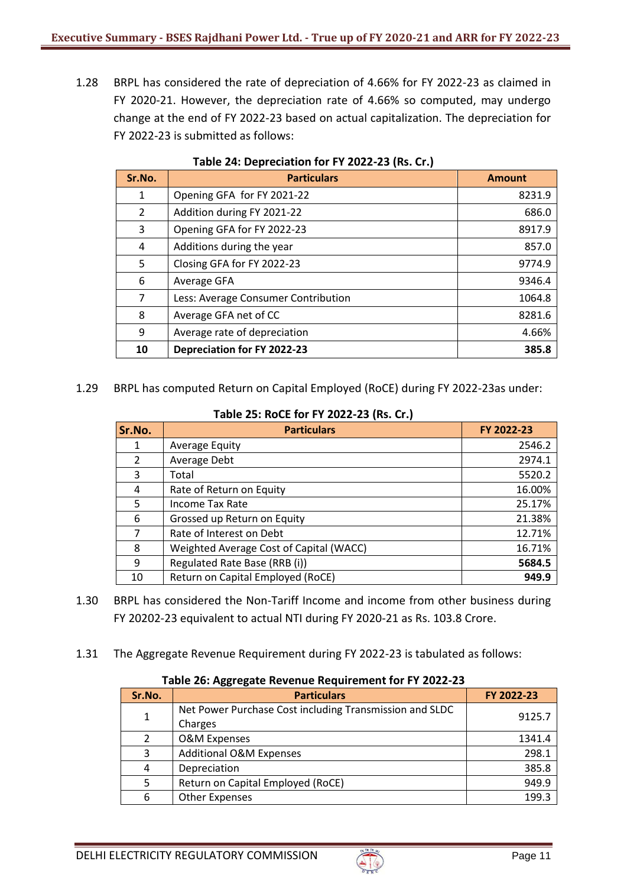1.28 BRPL has considered the rate of depreciation of 4.66% for FY 2022-23 as claimed in FY 2020-21. However, the depreciation rate of 4.66% so computed, may undergo change at the end of FY 2022-23 based on actual capitalization. The depreciation for FY 2022-23 is submitted as follows:

**Table 24: Depreciation for FY 2022-23 (Rs. Cr.)**

| Sr.No. | Particulars | Amount |
|---|---|---|
| 1 | Opening GFA for FY 2021-22 | 8231.9 |
| 2 | Addition during FY 2021-22 | 686.0 |
| 3 | Opening GFA for FY 2022-23 | 8917.9 |
| 4 | Additions during the year | 857.0 |
| 5 | Closing GFA for FY 2022-23 | 9774.9 |
| 6 | Average GFA | 9346.4 |
| 7 | Less: Average Consumer Contribution | 1064.8 |
| 8 | Average GFA net of CC | 8281.6 |
| 9 | Average rate of depreciation | 4.66% |
| **10** | **Depreciation for FY 2022-23** | **385.8** |

1.29 BRPL has computed Return on Capital Employed (RoCE) during FY 2022-23as under:

**Table 25: RoCE for FY 2022-23 (Rs. Cr.)**

| Sr.No. | Particulars | FY 2022-23 |
|---|---|---|
| 1 | Average Equity | 2546.2 |
| 2 | Average Debt | 2974.1 |
| 3 | Total | 5520.2 |
| 4 | Rate of Return on Equity | 16.00% |
| 5 | Income Tax Rate | 25.17% |
| 6 | Grossed up Return on Equity | 21.38% |
| 7 | Rate of Interest on Debt | 12.71% |
| 8 | Weighted Average Cost of Capital (WACC) | 16.71% |
| 9 | Regulated Rate Base (RRB (i)) | **5684.5** |
| 10 | Return on Capital Employed (RoCE) | **949.9** |

1.30 BRPL has considered the Non-Tariff Income and income from other business during FY 20202-23 equivalent to actual NTI during FY 2020-21 as Rs. 103.8 Crore.

1.31 The Aggregate Revenue Requirement during FY 2022-23 is tabulated as follows:

**Table 26: Aggregate Revenue Requirement for FY 2022-23**

| Sr.No. | Particulars | FY 2022-23 |
|---|---|---|
| 1 | Net Power Purchase Cost including Transmission and SLDC Charges | 9125.7 |
| 2 | O&M Expenses | 1341.4 |
| 3 | Additional O&M Expenses | 298.1 |
| 4 | Depreciation | 385.8 |
| 5 | Return on Capital Employed (RoCE) | 949.9 |
| 6 | Other Expenses | 199.3 |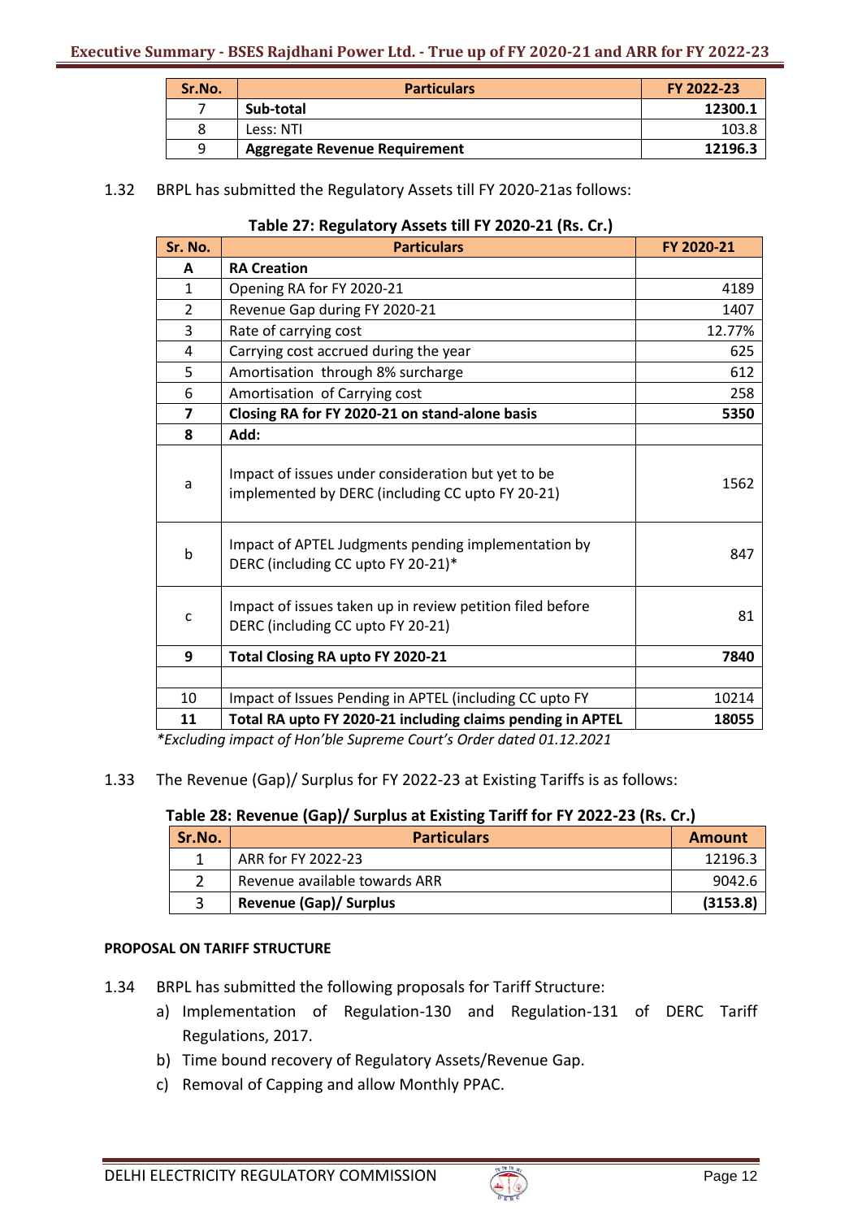| Sr.No. | Particulars | FY 2022-23 |
|---|---|---|
| 7 | **Sub-total** | **12300.1** |
| 8 | Less: NTI | 103.8 |
| 9 | **Aggregate Revenue Requirement** | **12196.3** |

1.32 BRPL has submitted the Regulatory Assets till FY 2020-21as follows:

**Table 27: Regulatory Assets till FY 2020-21 (Rs. Cr.)**

| Sr. No. | Particulars | FY 2020-21 |
|---|---|---|
| **A** | **RA Creation** | |
| 1 | Opening RA for FY 2020-21 | 4189 |
| 2 | Revenue Gap during FY 2020-21 | 1407 |
| 3 | Rate of carrying cost | 12.77% |
| 4 | Carrying cost accrued during the year | 625 |
| 5 | Amortisation through 8% surcharge | 612 |
| 6 | Amortisation of Carrying cost | 258 |
| **7** | **Closing RA for FY 2020-21 on stand-alone basis** | **5350** |
| **8** | **Add:** | |
| a | Impact of issues under consideration but yet to be implemented by DERC (including CC upto FY 20-21) | 1562 |
| b | Impact of APTEL Judgments pending implementation by DERC (including CC upto FY 20-21)* | 847 |
| c | Impact of issues taken up in review petition filed before DERC (including CC upto FY 20-21) | 81 |
| **9** | **Total Closing RA upto FY 2020-21** | **7840** |
| | | |
| 10 | Impact of Issues Pending in APTEL (including CC upto FY | 10214 |
| **11** | **Total RA upto FY 2020-21 including claims pending in APTEL** | **18055** |

*\*Excluding impact of Hon'ble Supreme Court's Order dated 01.12.2021*

1.33 The Revenue (Gap)/ Surplus for FY 2022-23 at Existing Tariffs is as follows:

**Table 28: Revenue (Gap)/ Surplus at Existing Tariff for FY 2022-23 (Rs. Cr.)**

| Sr.No. | Particulars | Amount |
|---|---|---|
| 1 | ARR for FY 2022-23 | 12196.3 |
| 2 | Revenue available towards ARR | 9042.6 |
| 3 | **Revenue (Gap)/ Surplus** | **(3153.8)** |

**PROPOSAL ON TARIFF STRUCTURE**

1.34 BRPL has submitted the following proposals for Tariff Structure:

a) Implementation of Regulation-130 and Regulation-131 of DERC Tariff Regulations, 2017.

b) Time bound recovery of Regulatory Assets/Revenue Gap.

c) Removal of Capping and allow Monthly PPAC.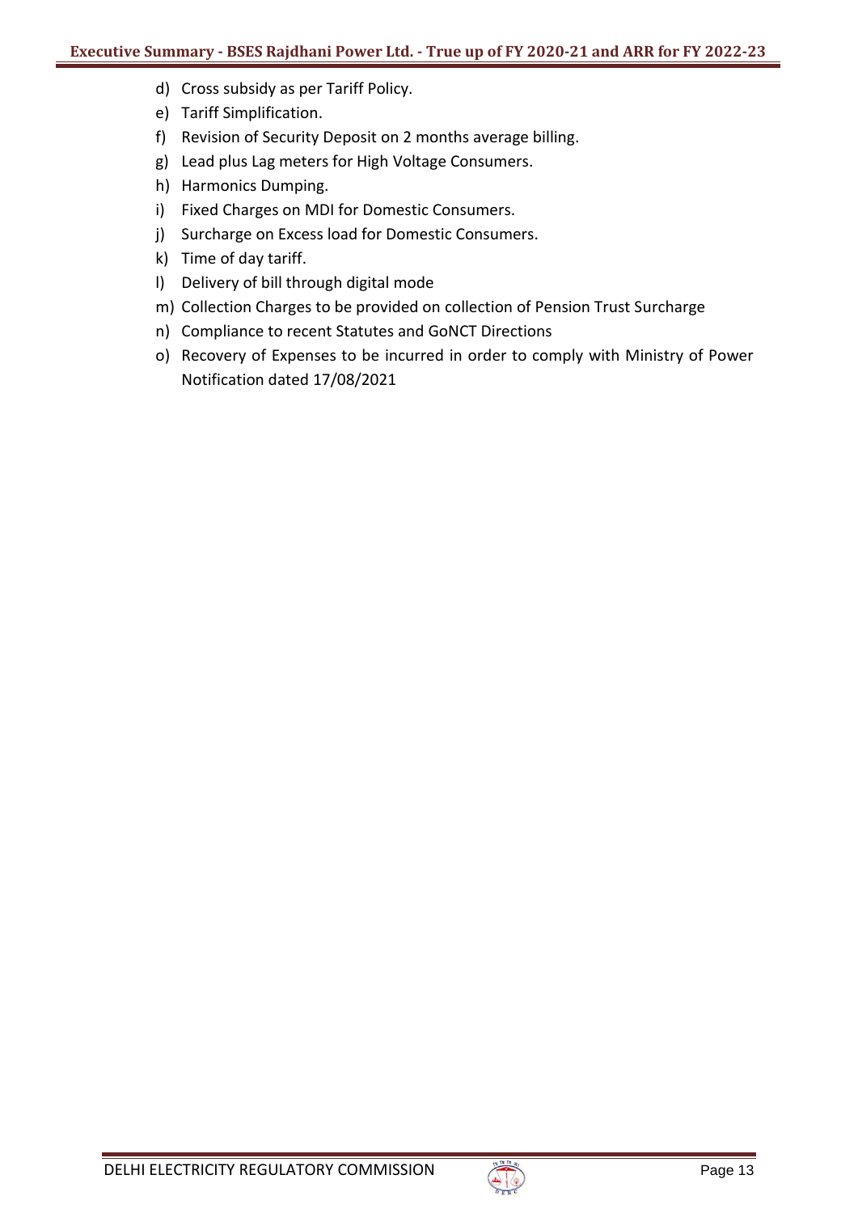d) Cross subsidy as per Tariff Policy.
e) Tariff Simplification.
f) Revision of Security Deposit on 2 months average billing.
g) Lead plus Lag meters for High Voltage Consumers.
h) Harmonics Dumping.
i) Fixed Charges on MDI for Domestic Consumers.
j) Surcharge on Excess load for Domestic Consumers.
k) Time of day tariff.
l) Delivery of bill through digital mode
m) Collection Charges to be provided on collection of Pension Trust Surcharge
n) Compliance to recent Statutes and GoNCT Directions
o) Recovery of Expenses to be incurred in order to comply with Ministry of Power Notification dated 17/08/2021